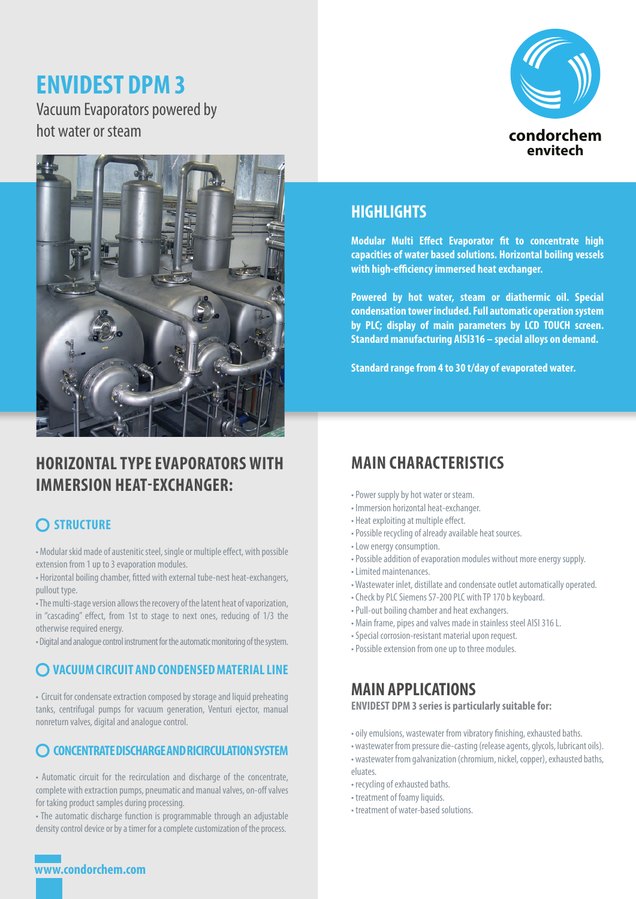# ENVIDEST DPM 3

Vacuum Evaporators powered by hot water or steam

condorchem envitech

## HIGHLIGHTS

**Modular Multi Effect Evaporator fit to concentrate high capacities of water based solutions. Horizontal boiling vessels with high-efficiency immersed heat exchanger.**

**Powered by hot water, steam or diathermic oil. Special condensation tower included. Full automatic operation system by PLC; display of main parameters by LCD TOUCH screen. Standard manufacturing AISI316 – special alloys on demand.**

**Standard range from 4 to 30 t/day of evaporated water.**

## HORIZONTAL TYPE EVAPORATORS WITH IMMERSION HEAT-EXCHANGER:

### STRUCTURE

- Modular skid made of austenitic steel, single or multiple effect, with possible extension from 1 up to 3 evaporation modules.
- Horizontal boiling chamber, fitted with external tube-nest heat-exchangers, pullout type.
- The multi-stage version allows the recovery of the latent heat of vaporization, in "cascading" effect, from 1st to stage to next ones, reducing of 1/3 the otherwise required energy.
- Digital and analogue control instrument for the automatic monitoring of the system.

### VACUUM CIRCUIT AND CONDENSED MATERIAL LINE

- Circuit for condensate extraction composed by storage and liquid preheating tanks, centrifugal pumps for vacuum generation, Venturi ejector, manual nonreturn valves, digital and analogue control.

### CONCENTRATE DISCHARGE AND RICIRCULATION SYSTEM

- Automatic circuit for the recirculation and discharge of the concentrate, complete with extraction pumps, pneumatic and manual valves, on-off valves for taking product samples during processing.
- The automatic discharge function is programmable through an adjustable density control device or by a timer for a complete customization of the process.

## MAIN CHARACTERISTICS

- Power supply by hot water or steam.
- Immersion horizontal heat-exchanger.
- Heat exploiting at multiple effect.
- Possible recycling of already available heat sources.
- Low energy consumption.
- Possible addition of evaporation modules without more energy supply.
- Limited maintenances.
- Wastewater inlet, distillate and condensate outlet automatically operated.
- Check by PLC Siemens S7-200 PLC with TP 170 b keyboard.
- Pull-out boiling chamber and heat exchangers.
- Main frame, pipes and valves made in stainless steel AISI 316 L.
- Special corrosion-resistant material upon request.
- Possible extension from one up to three modules.

## MAIN APPLICATIONS

**ENVIDEST DPM 3 series is particularly suitable for:**

- oily emulsions, wastewater from vibratory finishing, exhausted baths.
- wastewater from pressure die-casting (release agents, glycols, lubricant oils).
- wastewater from galvanization (chromium, nickel, copper), exhausted baths, eluates.
- recycling of exhausted baths.
- treatment of foamy liquids.
- treatment of water-based solutions.

www.condorchem.com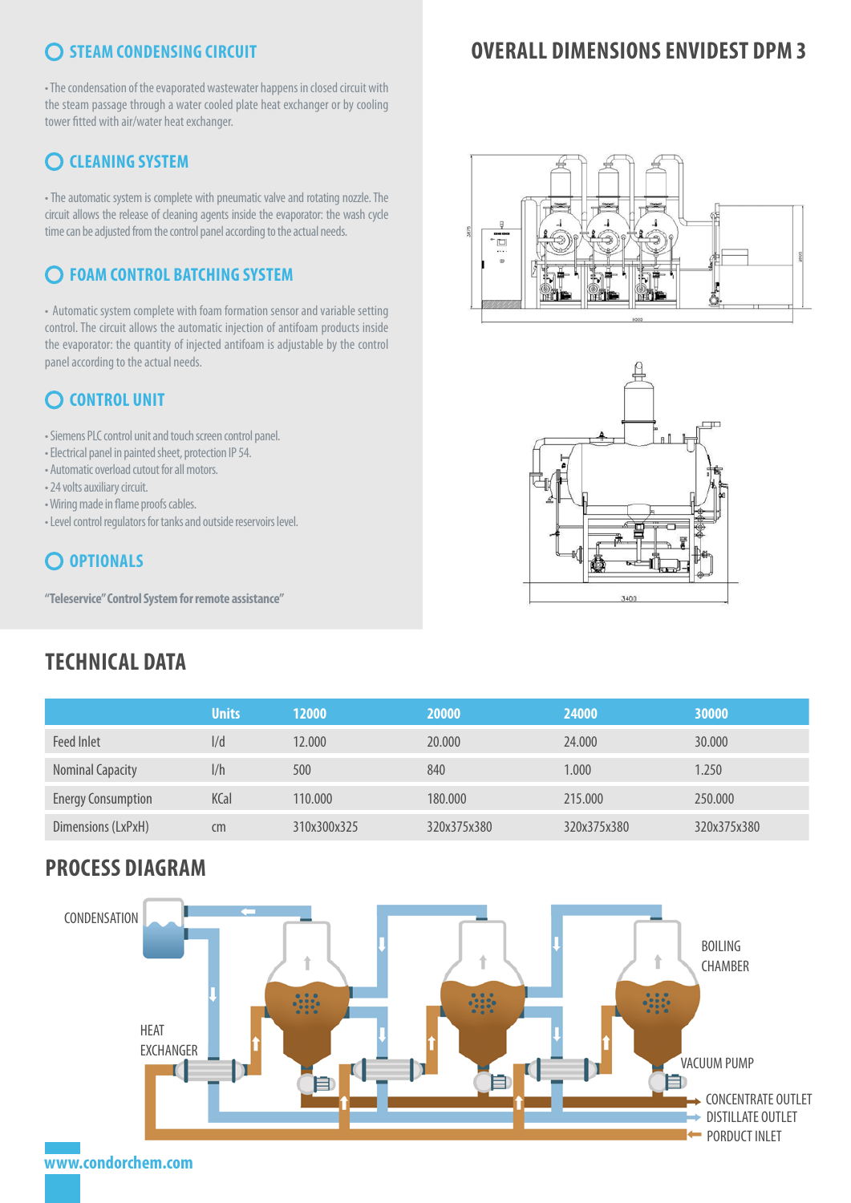## STEAM CONDENSING CIRCUIT

• The condensation of the evaporated wastewater happens in closed circuit with the steam passage through a water cooled plate heat exchanger or by cooling tower fitted with air/water heat exchanger.

## CLEANING SYSTEM

• The automatic system is complete with pneumatic valve and rotating nozzle. The circuit allows the release of cleaning agents inside the evaporator: the wash cycle time can be adjusted from the control panel according to the actual needs.

## FOAM CONTROL BATCHING SYSTEM

• Automatic system complete with foam formation sensor and variable setting control. The circuit allows the automatic injection of antifoam products inside the evaporator: the quantity of injected antifoam is adjustable by the control panel according to the actual needs.

## CONTROL UNIT

• Siemens PLC control unit and touch screen control panel.
• Electrical panel in painted sheet, protection IP 54.
• Automatic overload cutout for all motors.
• 24 volts auxiliary circuit.
• Wiring made in flame proofs cables.
• Level control regulators for tanks and outside reservoirs level.

## OPTIONALS

**"Teleservice" Control System for remote assistance"**

## OVERALL DIMENSIONS ENVIDEST DPM 3

2675

2500

9000

3400

## TECHNICAL DATA

| | Units | 12000 | 20000 | 24000 | 30000 |
|---|---|---|---|---|---|
| Feed Inlet | l/d | 12.000 | 20.000 | 24.000 | 30.000 |
| Nominal Capacity | l/h | 500 | 840 | 1.000 | 1.250 |
| Energy Consumption | KCal | 110.000 | 180.000 | 215.000 | 250.000 |
| Dimensions (LxPxH) | cm | 310x300x325 | 320x375x380 | 320x375x380 | 320x375x380 |

## PROCESS DIAGRAM

CONDENSATION

HEAT EXCHANGER

BOILING CHAMBER

VACUUM PUMP

CONCENTRATE OUTLET

DISTILLATE OUTLET

PORDUCT INLET

www.condorchem.com